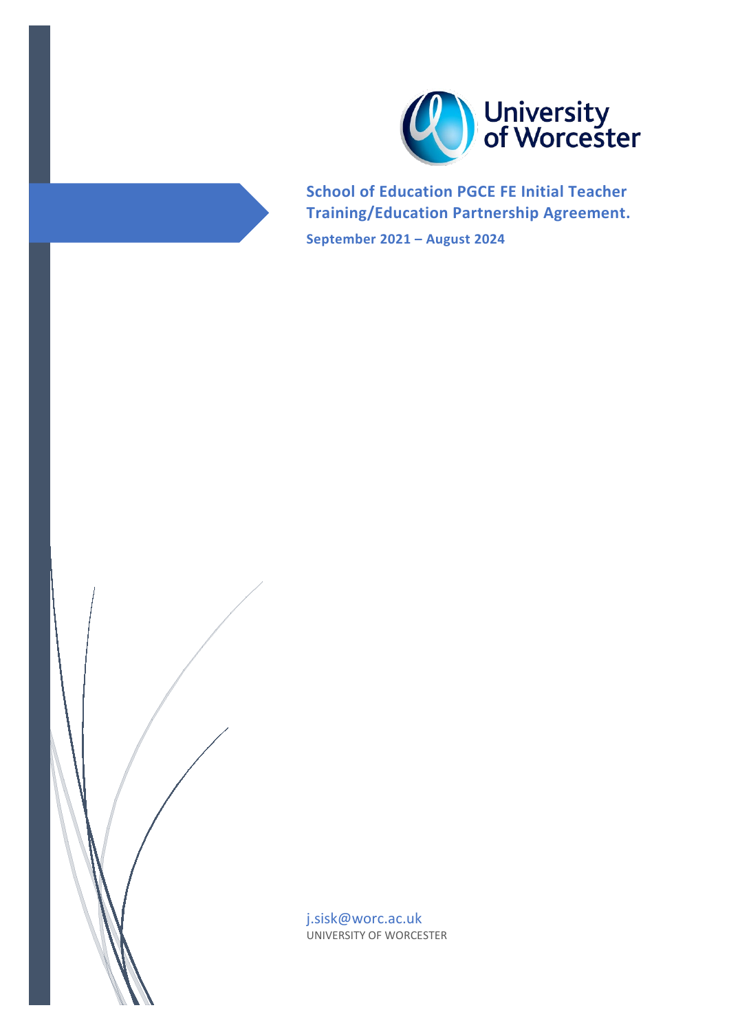University of Worcester

# School of Education PGCE FE Initial Teacher Training/Education Partnership Agreement.

**September 2021 – August 2024**

j.sisk@worc.ac.uk

UNIVERSITY OF WORCESTER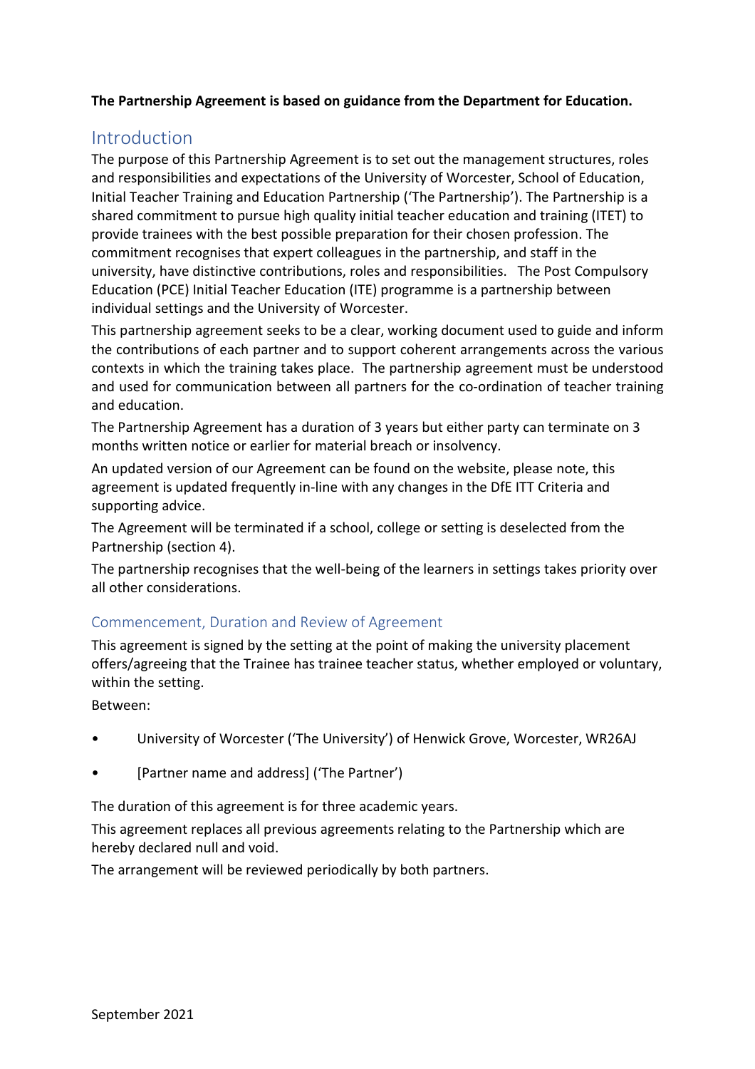**The Partnership Agreement is based on guidance from the Department for Education.**

## Introduction

The purpose of this Partnership Agreement is to set out the management structures, roles and responsibilities and expectations of the University of Worcester, School of Education, Initial Teacher Training and Education Partnership ('The Partnership'). The Partnership is a shared commitment to pursue high quality initial teacher education and training (ITET) to provide trainees with the best possible preparation for their chosen profession. The commitment recognises that expert colleagues in the partnership, and staff in the university, have distinctive contributions, roles and responsibilities. The Post Compulsory Education (PCE) Initial Teacher Education (ITE) programme is a partnership between individual settings and the University of Worcester.

This partnership agreement seeks to be a clear, working document used to guide and inform the contributions of each partner and to support coherent arrangements across the various contexts in which the training takes place. The partnership agreement must be understood and used for communication between all partners for the co-ordination of teacher training and education.

The Partnership Agreement has a duration of 3 years but either party can terminate on 3 months written notice or earlier for material breach or insolvency.

An updated version of our Agreement can be found on the website, please note, this agreement is updated frequently in-line with any changes in the DfE ITT Criteria and supporting advice.

The Agreement will be terminated if a school, college or setting is deselected from the Partnership (section 4).

The partnership recognises that the well-being of the learners in settings takes priority over all other considerations.

### Commencement, Duration and Review of Agreement

This agreement is signed by the setting at the point of making the university placement offers/agreeing that the Trainee has trainee teacher status, whether employed or voluntary, within the setting.

Between:

- University of Worcester ('The University') of Henwick Grove, Worcester, WR26AJ
- [Partner name and address] ('The Partner')

The duration of this agreement is for three academic years.

This agreement replaces all previous agreements relating to the Partnership which are hereby declared null and void.

The arrangement will be reviewed periodically by both partners.

September 2021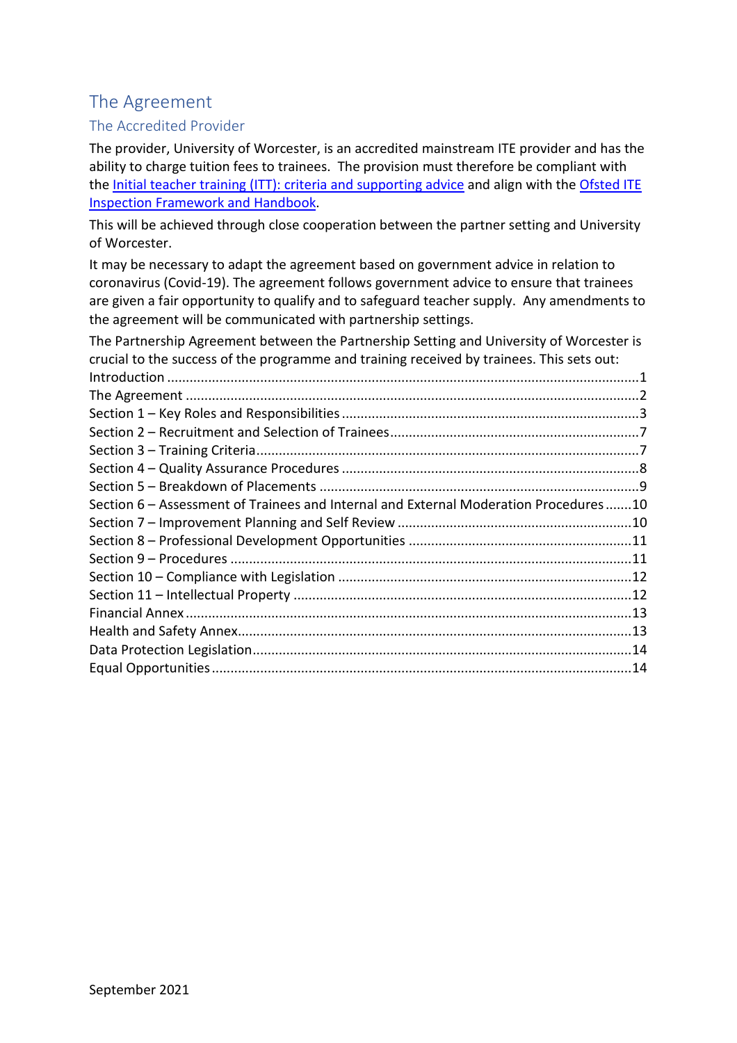# The Agreement

## The Accredited Provider

The provider, University of Worcester, is an accredited mainstream ITE provider and has the ability to charge tuition fees to trainees. The provision must therefore be compliant with the [Initial teacher training (ITT): criteria and supporting advice]() and align with the [Ofsted ITE Inspection Framework and Handbook]().

This will be achieved through close cooperation between the partner setting and University of Worcester.

It may be necessary to adapt the agreement based on government advice in relation to coronavirus (Covid-19). The agreement follows government advice to ensure that trainees are given a fair opportunity to qualify and to safeguard teacher supply. Any amendments to the agreement will be communicated with partnership settings.

The Partnership Agreement between the Partnership Setting and University of Worcester is crucial to the success of the programme and training received by trainees. This sets out:

Introduction ........................................................................................................................1
The Agreement ....................................................................................................................2
Section 1 – Key Roles and Responsibilities ..........................................................................3
Section 2 – Recruitment and Selection of Trainees ..............................................................7
Section 3 – Training Criteria ................................................................................................7
Section 4 – Quality Assurance Procedures ..........................................................................8
Section 5 – Breakdown of Placements .................................................................................9
Section 6 – Assessment of Trainees and Internal and External Moderation Procedures .......10
Section 7 – Improvement Planning and Self Review ...........................................................10
Section 8 – Professional Development Opportunities ..........................................................11
Section 9 – Procedures .......................................................................................................11
Section 10 – Compliance with Legislation ...........................................................................12
Section 11 – Intellectual Property .......................................................................................12
Financial Annex ..................................................................................................................13
Health and Safety Annex .....................................................................................................13
Data Protection Legislation ..................................................................................................14
Equal Opportunities ............................................................................................................14

September 2021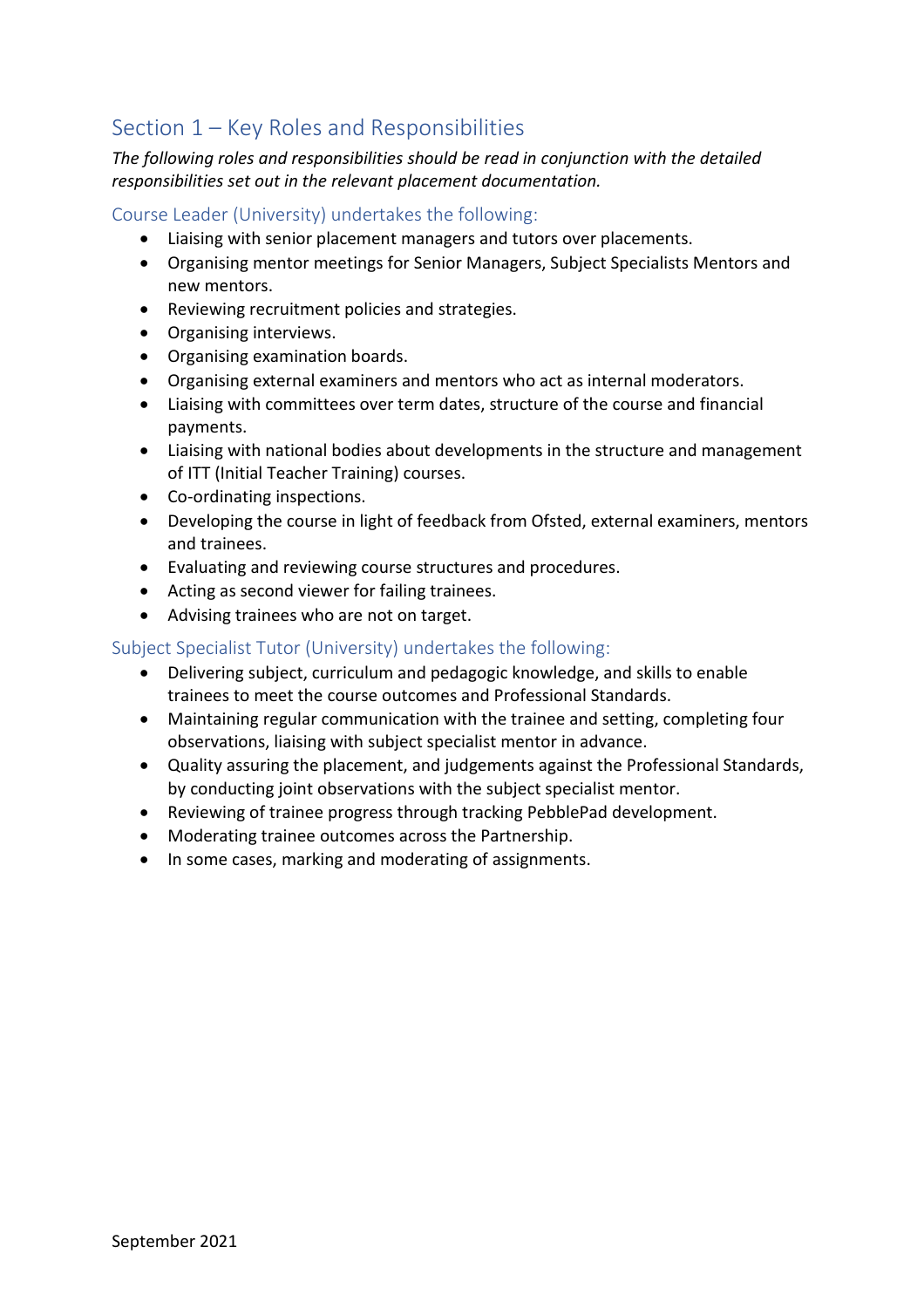## Section 1 – Key Roles and Responsibilities

*The following roles and responsibilities should be read in conjunction with the detailed responsibilities set out in the relevant placement documentation.*

### Course Leader (University) undertakes the following:

- Liaising with senior placement managers and tutors over placements.
- Organising mentor meetings for Senior Managers, Subject Specialists Mentors and new mentors.
- Reviewing recruitment policies and strategies.
- Organising interviews.
- Organising examination boards.
- Organising external examiners and mentors who act as internal moderators.
- Liaising with committees over term dates, structure of the course and financial payments.
- Liaising with national bodies about developments in the structure and management of ITT (Initial Teacher Training) courses.
- Co-ordinating inspections.
- Developing the course in light of feedback from Ofsted, external examiners, mentors and trainees.
- Evaluating and reviewing course structures and procedures.
- Acting as second viewer for failing trainees.
- Advising trainees who are not on target.

### Subject Specialist Tutor (University) undertakes the following:

- Delivering subject, curriculum and pedagogic knowledge, and skills to enable trainees to meet the course outcomes and Professional Standards.
- Maintaining regular communication with the trainee and setting, completing four observations, liaising with subject specialist mentor in advance.
- Quality assuring the placement, and judgements against the Professional Standards, by conducting joint observations with the subject specialist mentor.
- Reviewing of trainee progress through tracking PebblePad development.
- Moderating trainee outcomes across the Partnership.
- In some cases, marking and moderating of assignments.

September 2021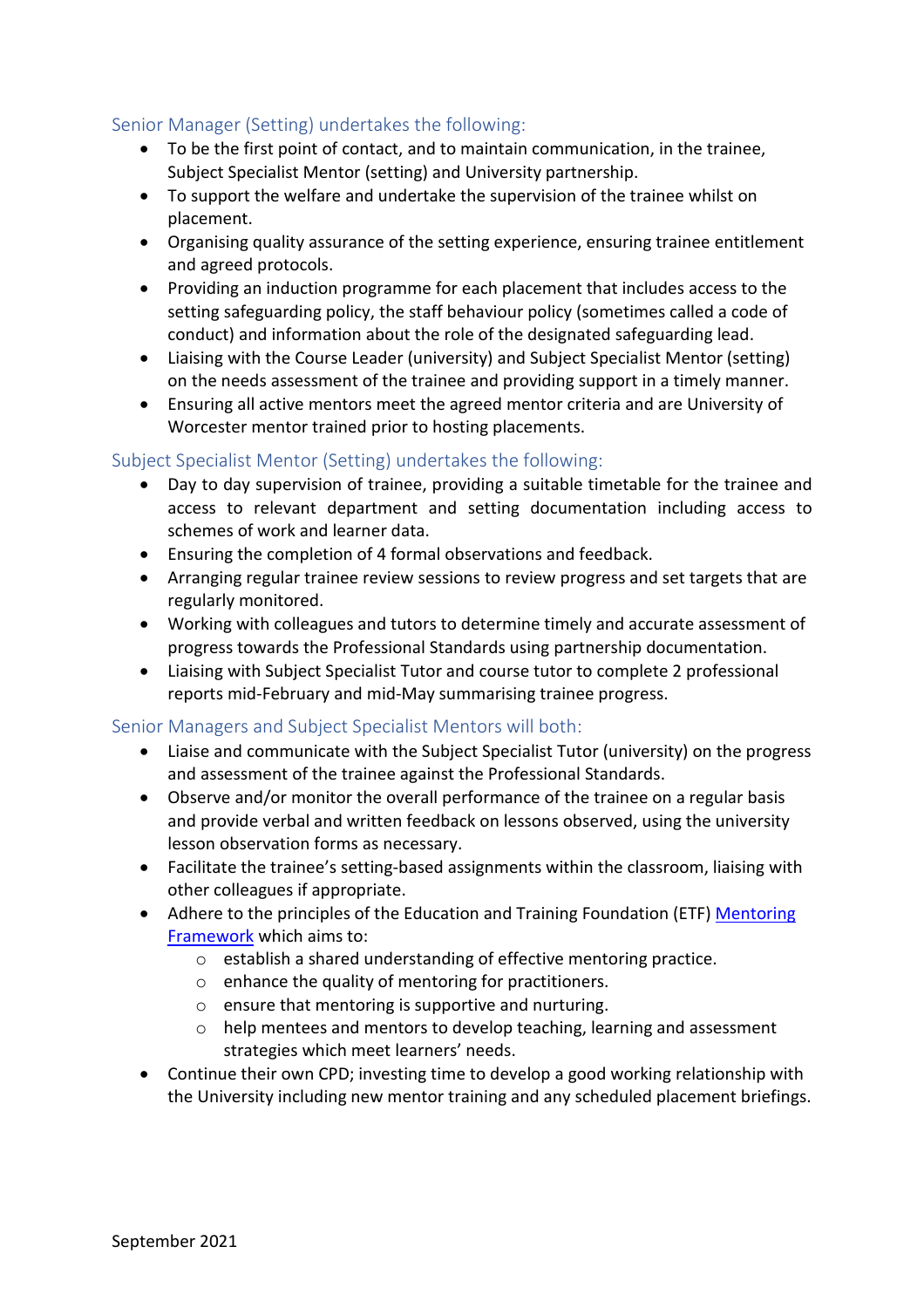### Senior Manager (Setting) undertakes the following:

- To be the first point of contact, and to maintain communication, in the trainee, Subject Specialist Mentor (setting) and University partnership.
- To support the welfare and undertake the supervision of the trainee whilst on placement.
- Organising quality assurance of the setting experience, ensuring trainee entitlement and agreed protocols.
- Providing an induction programme for each placement that includes access to the setting safeguarding policy, the staff behaviour policy (sometimes called a code of conduct) and information about the role of the designated safeguarding lead.
- Liaising with the Course Leader (university) and Subject Specialist Mentor (setting) on the needs assessment of the trainee and providing support in a timely manner.
- Ensuring all active mentors meet the agreed mentor criteria and are University of Worcester mentor trained prior to hosting placements.

### Subject Specialist Mentor (Setting) undertakes the following:

- Day to day supervision of trainee, providing a suitable timetable for the trainee and access to relevant department and setting documentation including access to schemes of work and learner data.
- Ensuring the completion of 4 formal observations and feedback.
- Arranging regular trainee review sessions to review progress and set targets that are regularly monitored.
- Working with colleagues and tutors to determine timely and accurate assessment of progress towards the Professional Standards using partnership documentation.
- Liaising with Subject Specialist Tutor and course tutor to complete 2 professional reports mid-February and mid-May summarising trainee progress.

### Senior Managers and Subject Specialist Mentors will both:

- Liaise and communicate with the Subject Specialist Tutor (university) on the progress and assessment of the trainee against the Professional Standards.
- Observe and/or monitor the overall performance of the trainee on a regular basis and provide verbal and written feedback on lessons observed, using the university lesson observation forms as necessary.
- Facilitate the trainee's setting-based assignments within the classroom, liaising with other colleagues if appropriate.
- Adhere to the principles of the Education and Training Foundation (ETF) Mentoring Framework which aims to:
    - establish a shared understanding of effective mentoring practice.
    - enhance the quality of mentoring for practitioners.
    - ensure that mentoring is supportive and nurturing.
    - help mentees and mentors to develop teaching, learning and assessment strategies which meet learners' needs.
- Continue their own CPD; investing time to develop a good working relationship with the University including new mentor training and any scheduled placement briefings.

September 2021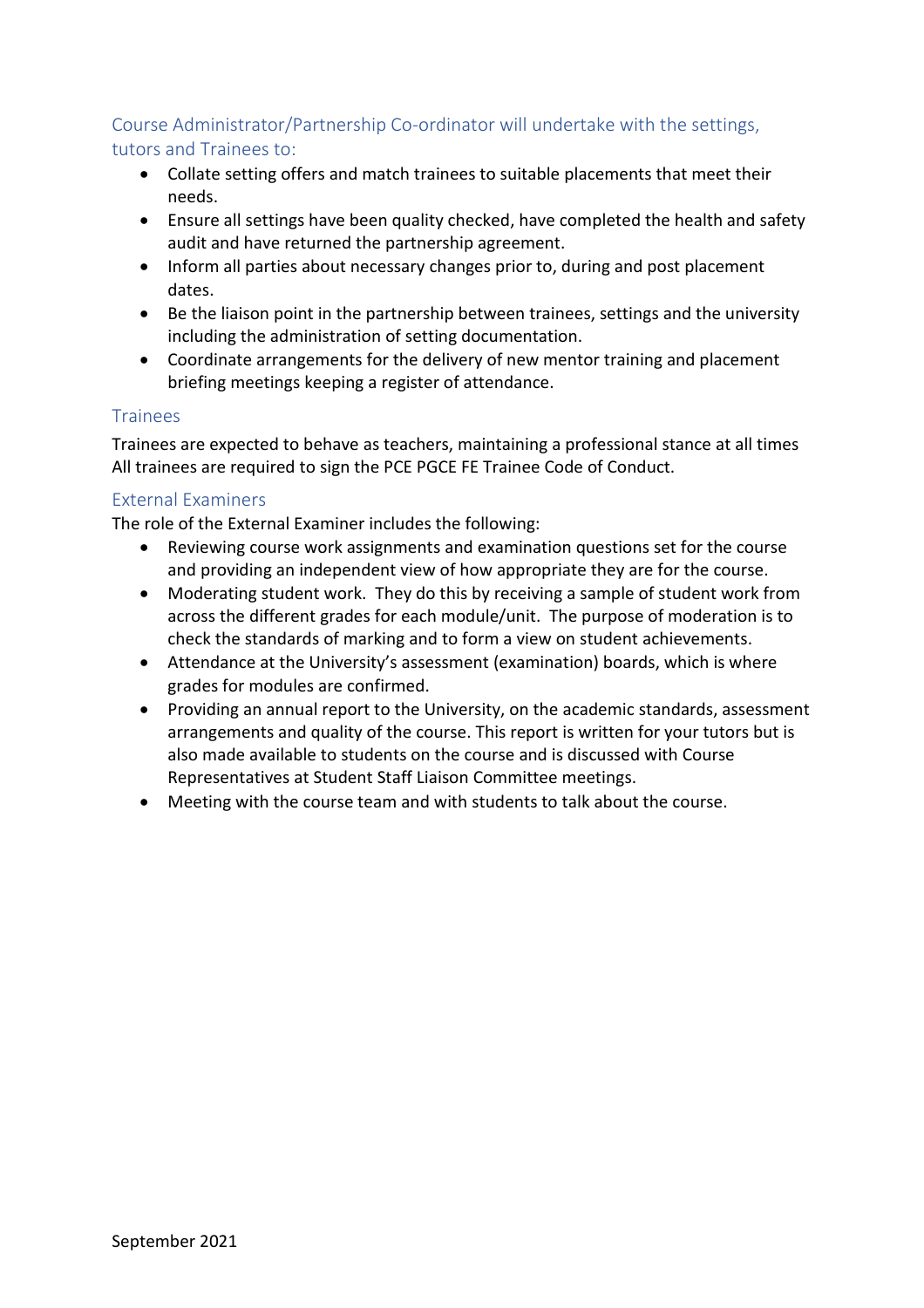### Course Administrator/Partnership Co-ordinator will undertake with the settings, tutors and Trainees to:

- Collate setting offers and match trainees to suitable placements that meet their needs.
- Ensure all settings have been quality checked, have completed the health and safety audit and have returned the partnership agreement.
- Inform all parties about necessary changes prior to, during and post placement dates.
- Be the liaison point in the partnership between trainees, settings and the university including the administration of setting documentation.
- Coordinate arrangements for the delivery of new mentor training and placement briefing meetings keeping a register of attendance.

### Trainees

Trainees are expected to behave as teachers, maintaining a professional stance at all times All trainees are required to sign the PCE PGCE FE Trainee Code of Conduct.

### External Examiners

The role of the External Examiner includes the following:

- Reviewing course work assignments and examination questions set for the course and providing an independent view of how appropriate they are for the course.
- Moderating student work. They do this by receiving a sample of student work from across the different grades for each module/unit. The purpose of moderation is to check the standards of marking and to form a view on student achievements.
- Attendance at the University's assessment (examination) boards, which is where grades for modules are confirmed.
- Providing an annual report to the University, on the academic standards, assessment arrangements and quality of the course. This report is written for your tutors but is also made available to students on the course and is discussed with Course Representatives at Student Staff Liaison Committee meetings.
- Meeting with the course team and with students to talk about the course.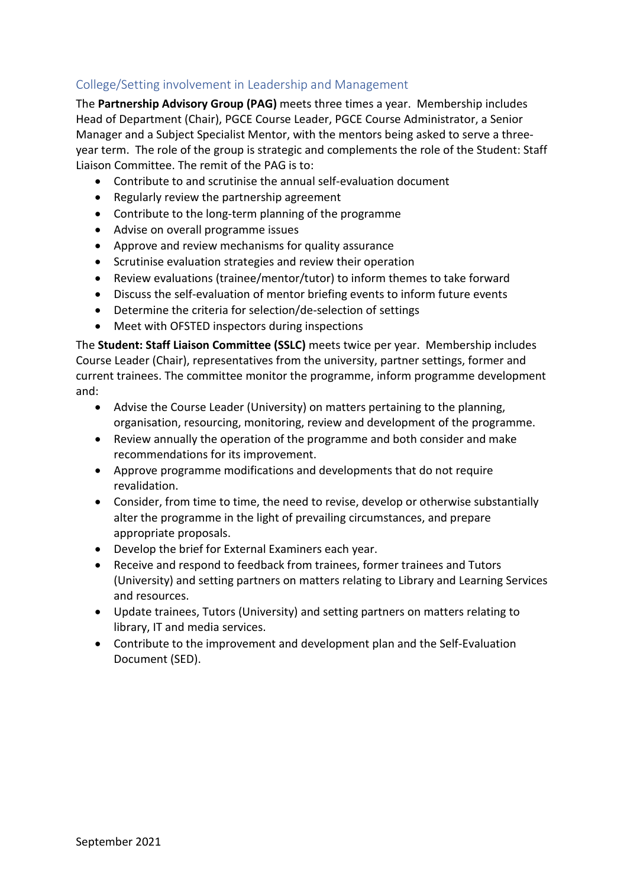## College/Setting involvement in Leadership and Management

The **Partnership Advisory Group (PAG)** meets three times a year. Membership includes Head of Department (Chair), PGCE Course Leader, PGCE Course Administrator, a Senior Manager and a Subject Specialist Mentor, with the mentors being asked to serve a three-year term. The role of the group is strategic and complements the role of the Student: Staff Liaison Committee. The remit of the PAG is to:

- Contribute to and scrutinise the annual self-evaluation document
- Regularly review the partnership agreement
- Contribute to the long-term planning of the programme
- Advise on overall programme issues
- Approve and review mechanisms for quality assurance
- Scrutinise evaluation strategies and review their operation
- Review evaluations (trainee/mentor/tutor) to inform themes to take forward
- Discuss the self-evaluation of mentor briefing events to inform future events
- Determine the criteria for selection/de-selection of settings
- Meet with OFSTED inspectors during inspections

The **Student: Staff Liaison Committee (SSLC)** meets twice per year. Membership includes Course Leader (Chair), representatives from the university, partner settings, former and current trainees. The committee monitor the programme, inform programme development and:

- Advise the Course Leader (University) on matters pertaining to the planning, organisation, resourcing, monitoring, review and development of the programme.
- Review annually the operation of the programme and both consider and make recommendations for its improvement.
- Approve programme modifications and developments that do not require revalidation.
- Consider, from time to time, the need to revise, develop or otherwise substantially alter the programme in the light of prevailing circumstances, and prepare appropriate proposals.
- Develop the brief for External Examiners each year.
- Receive and respond to feedback from trainees, former trainees and Tutors (University) and setting partners on matters relating to Library and Learning Services and resources.
- Update trainees, Tutors (University) and setting partners on matters relating to library, IT and media services.
- Contribute to the improvement and development plan and the Self-Evaluation Document (SED).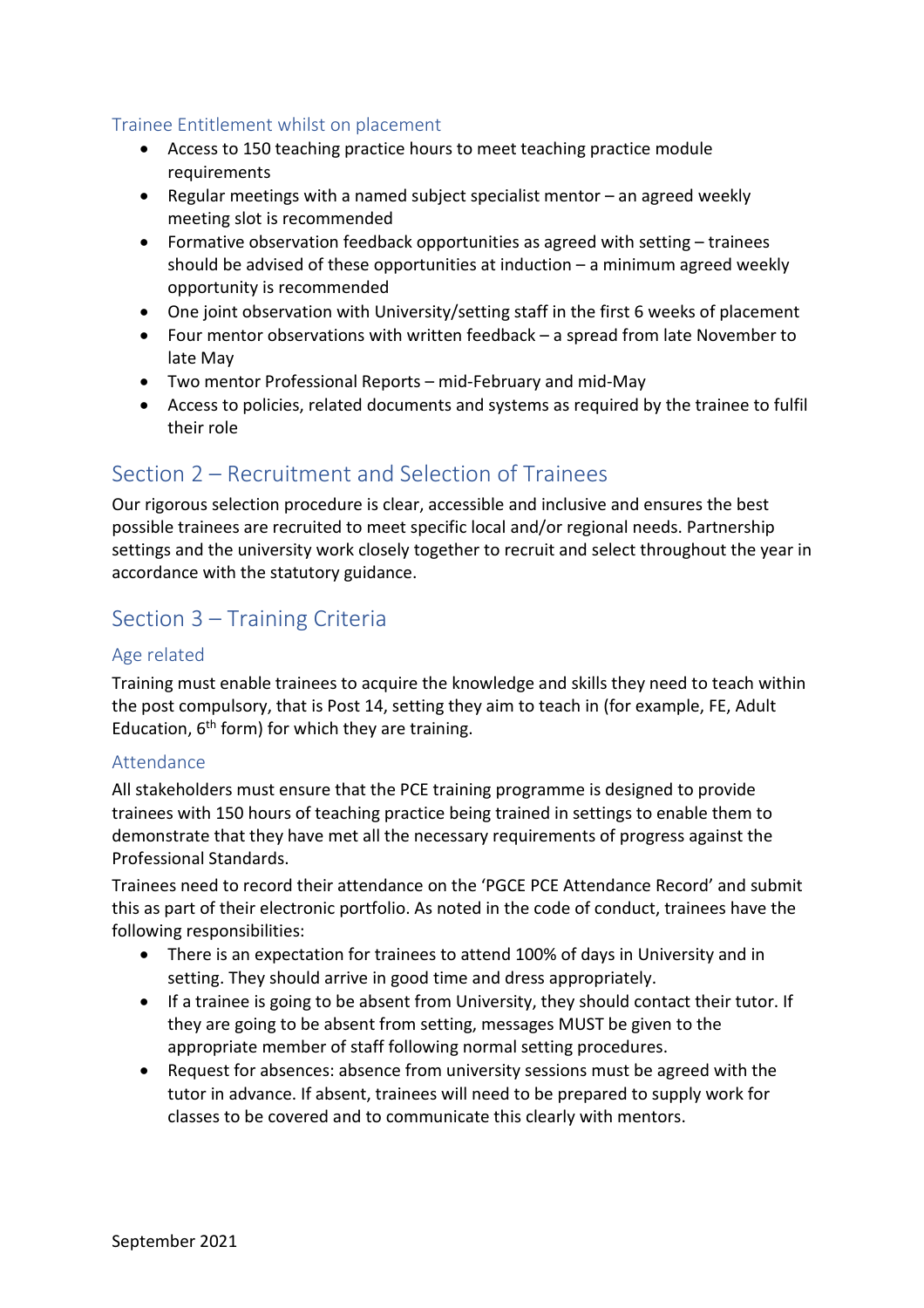### Trainee Entitlement whilst on placement

- Access to 150 teaching practice hours to meet teaching practice module requirements
- Regular meetings with a named subject specialist mentor – an agreed weekly meeting slot is recommended
- Formative observation feedback opportunities as agreed with setting – trainees should be advised of these opportunities at induction – a minimum agreed weekly opportunity is recommended
- One joint observation with University/setting staff in the first 6 weeks of placement
- Four mentor observations with written feedback – a spread from late November to late May
- Two mentor Professional Reports – mid-February and mid-May
- Access to policies, related documents and systems as required by the trainee to fulfil their role

## Section 2 – Recruitment and Selection of Trainees

Our rigorous selection procedure is clear, accessible and inclusive and ensures the best possible trainees are recruited to meet specific local and/or regional needs. Partnership settings and the university work closely together to recruit and select throughout the year in accordance with the statutory guidance.

## Section 3 – Training Criteria

### Age related

Training must enable trainees to acquire the knowledge and skills they need to teach within the post compulsory, that is Post 14, setting they aim to teach in (for example, FE, Adult Education, 6th form) for which they are training.

### Attendance

All stakeholders must ensure that the PCE training programme is designed to provide trainees with 150 hours of teaching practice being trained in settings to enable them to demonstrate that they have met all the necessary requirements of progress against the Professional Standards.

Trainees need to record their attendance on the 'PGCE PCE Attendance Record' and submit this as part of their electronic portfolio. As noted in the code of conduct, trainees have the following responsibilities:

- There is an expectation for trainees to attend 100% of days in University and in setting. They should arrive in good time and dress appropriately.
- If a trainee is going to be absent from University, they should contact their tutor. If they are going to be absent from setting, messages MUST be given to the appropriate member of staff following normal setting procedures.
- Request for absences: absence from university sessions must be agreed with the tutor in advance. If absent, trainees will need to be prepared to supply work for classes to be covered and to communicate this clearly with mentors.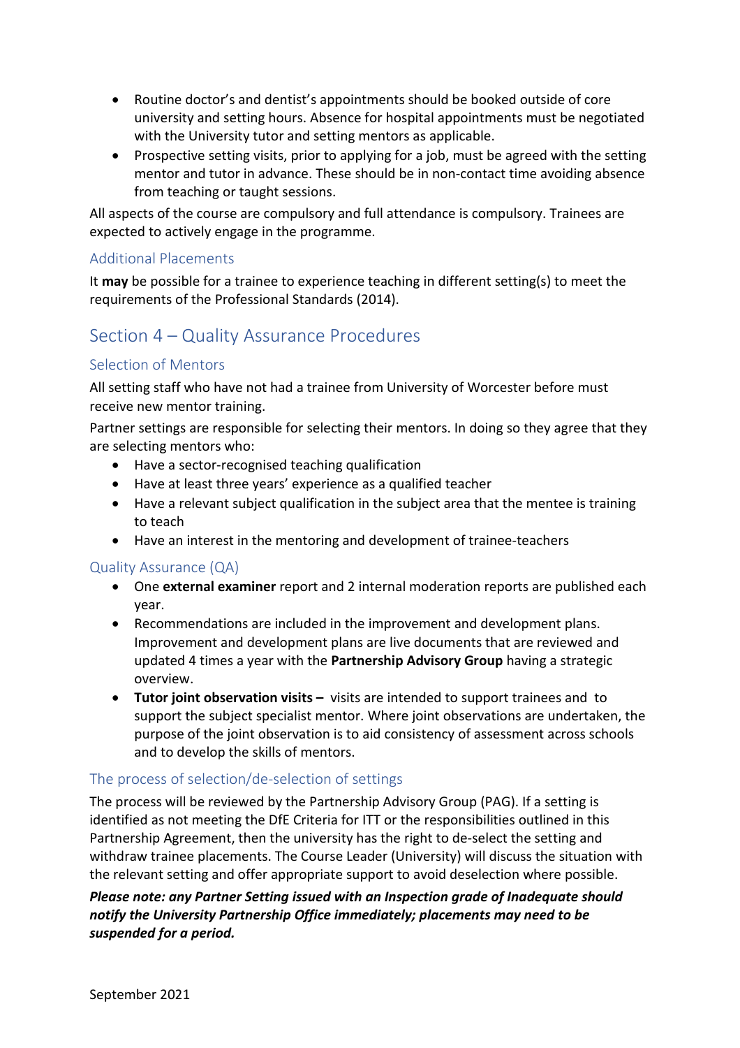- Routine doctor's and dentist's appointments should be booked outside of core university and setting hours. Absence for hospital appointments must be negotiated with the University tutor and setting mentors as applicable.
- Prospective setting visits, prior to applying for a job, must be agreed with the setting mentor and tutor in advance. These should be in non-contact time avoiding absence from teaching or taught sessions.

All aspects of the course are compulsory and full attendance is compulsory. Trainees are expected to actively engage in the programme.

### Additional Placements

It **may** be possible for a trainee to experience teaching in different setting(s) to meet the requirements of the Professional Standards (2014).

## Section 4 – Quality Assurance Procedures

### Selection of Mentors

All setting staff who have not had a trainee from University of Worcester before must receive new mentor training.

Partner settings are responsible for selecting their mentors. In doing so they agree that they are selecting mentors who:

- Have a sector-recognised teaching qualification
- Have at least three years' experience as a qualified teacher
- Have a relevant subject qualification in the subject area that the mentee is training to teach
- Have an interest in the mentoring and development of trainee-teachers

### Quality Assurance (QA)

- One **external examiner** report and 2 internal moderation reports are published each year.
- Recommendations are included in the improvement and development plans. Improvement and development plans are live documents that are reviewed and updated 4 times a year with the **Partnership Advisory Group** having a strategic overview.
- **Tutor joint observation visits –** visits are intended to support trainees and to support the subject specialist mentor. Where joint observations are undertaken, the purpose of the joint observation is to aid consistency of assessment across schools and to develop the skills of mentors.

### The process of selection/de-selection of settings

The process will be reviewed by the Partnership Advisory Group (PAG). If a setting is identified as not meeting the DfE Criteria for ITT or the responsibilities outlined in this Partnership Agreement, then the university has the right to de-select the setting and withdraw trainee placements. The Course Leader (University) will discuss the situation with the relevant setting and offer appropriate support to avoid deselection where possible.

***Please note: any Partner Setting issued with an Inspection grade of Inadequate should notify the University Partnership Office immediately; placements may need to be suspended for a period.***

September 2021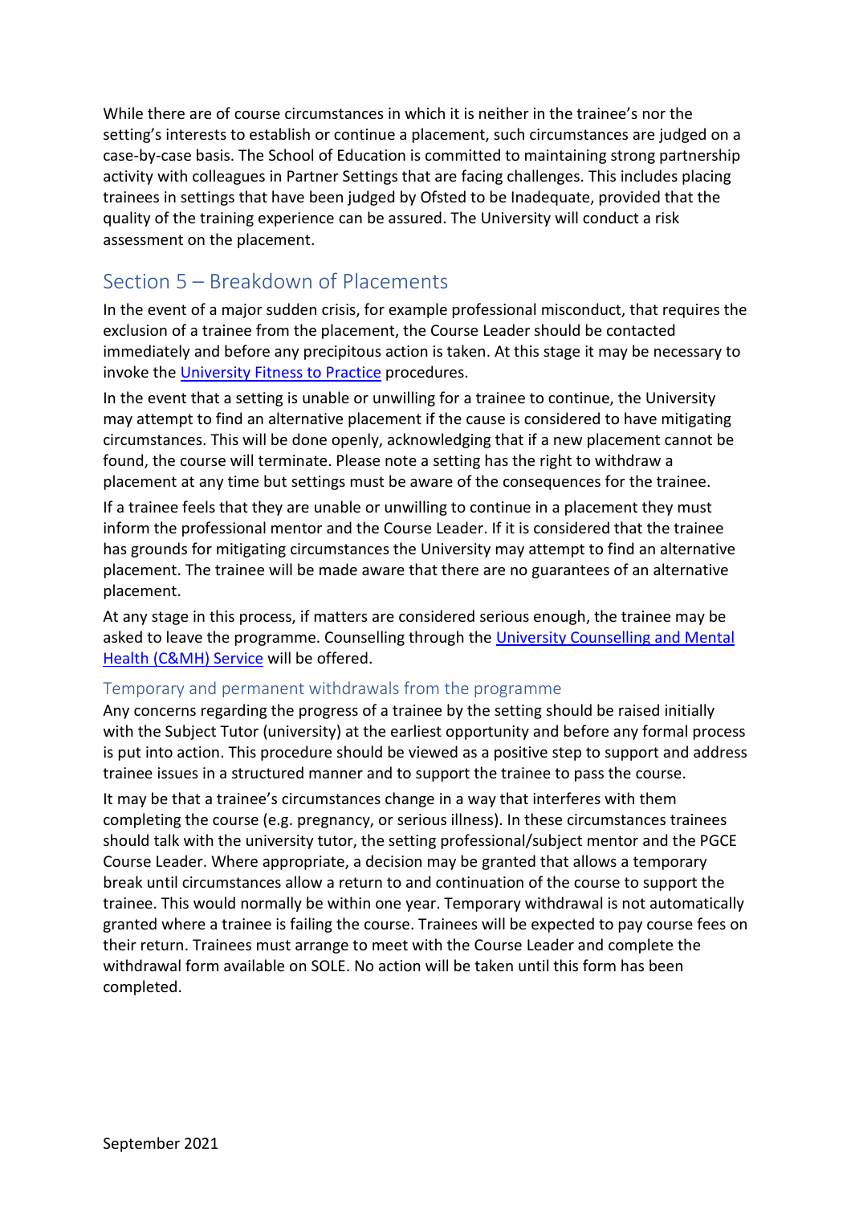While there are of course circumstances in which it is neither in the trainee's nor the setting's interests to establish or continue a placement, such circumstances are judged on a case-by-case basis. The School of Education is committed to maintaining strong partnership activity with colleagues in Partner Settings that are facing challenges. This includes placing trainees in settings that have been judged by Ofsted to be Inadequate, provided that the quality of the training experience can be assured. The University will conduct a risk assessment on the placement.

## Section 5 – Breakdown of Placements

In the event of a major sudden crisis, for example professional misconduct, that requires the exclusion of a trainee from the placement, the Course Leader should be contacted immediately and before any precipitous action is taken. At this stage it may be necessary to invoke the [University Fitness to Practice] procedures.

In the event that a setting is unable or unwilling for a trainee to continue, the University may attempt to find an alternative placement if the cause is considered to have mitigating circumstances. This will be done openly, acknowledging that if a new placement cannot be found, the course will terminate. Please note a setting has the right to withdraw a placement at any time but settings must be aware of the consequences for the trainee.

If a trainee feels that they are unable or unwilling to continue in a placement they must inform the professional mentor and the Course Leader. If it is considered that the trainee has grounds for mitigating circumstances the University may attempt to find an alternative placement. The trainee will be made aware that there are no guarantees of an alternative placement.

At any stage in this process, if matters are considered serious enough, the trainee may be asked to leave the programme. Counselling through the [University Counselling and Mental Health (C&MH) Service] will be offered.

### Temporary and permanent withdrawals from the programme

Any concerns regarding the progress of a trainee by the setting should be raised initially with the Subject Tutor (university) at the earliest opportunity and before any formal process is put into action. This procedure should be viewed as a positive step to support and address trainee issues in a structured manner and to support the trainee to pass the course.

It may be that a trainee's circumstances change in a way that interferes with them completing the course (e.g. pregnancy, or serious illness). In these circumstances trainees should talk with the university tutor, the setting professional/subject mentor and the PGCE Course Leader. Where appropriate, a decision may be granted that allows a temporary break until circumstances allow a return to and continuation of the course to support the trainee. This would normally be within one year. Temporary withdrawal is not automatically granted where a trainee is failing the course. Trainees will be expected to pay course fees on their return. Trainees must arrange to meet with the Course Leader and complete the withdrawal form available on SOLE. No action will be taken until this form has been completed.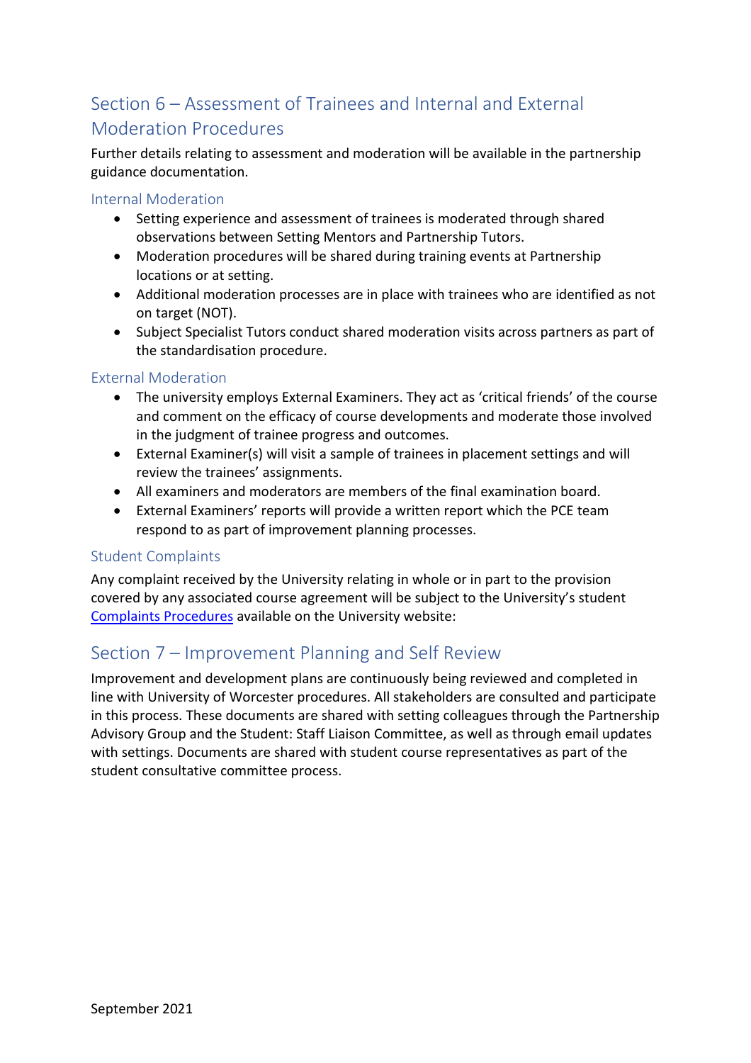## Section 6 – Assessment of Trainees and Internal and External Moderation Procedures

Further details relating to assessment and moderation will be available in the partnership guidance documentation.

### Internal Moderation

- Setting experience and assessment of trainees is moderated through shared observations between Setting Mentors and Partnership Tutors.
- Moderation procedures will be shared during training events at Partnership locations or at setting.
- Additional moderation processes are in place with trainees who are identified as not on target (NOT).
- Subject Specialist Tutors conduct shared moderation visits across partners as part of the standardisation procedure.

### External Moderation

- The university employs External Examiners. They act as 'critical friends' of the course and comment on the efficacy of course developments and moderate those involved in the judgment of trainee progress and outcomes.
- External Examiner(s) will visit a sample of trainees in placement settings and will review the trainees' assignments.
- All examiners and moderators are members of the final examination board.
- External Examiners' reports will provide a written report which the PCE team respond to as part of improvement planning processes.

### Student Complaints

Any complaint received by the University relating in whole or in part to the provision covered by any associated course agreement will be subject to the University's student Complaints Procedures available on the University website:

## Section 7 – Improvement Planning and Self Review

Improvement and development plans are continuously being reviewed and completed in line with University of Worcester procedures. All stakeholders are consulted and participate in this process. These documents are shared with setting colleagues through the Partnership Advisory Group and the Student: Staff Liaison Committee, as well as through email updates with settings. Documents are shared with student course representatives as part of the student consultative committee process.

September 2021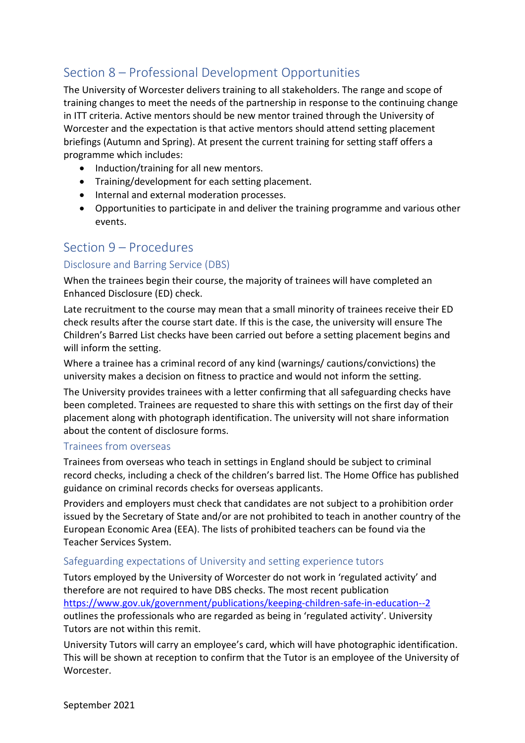## Section 8 – Professional Development Opportunities

The University of Worcester delivers training to all stakeholders. The range and scope of training changes to meet the needs of the partnership in response to the continuing change in ITT criteria. Active mentors should be new mentor trained through the University of Worcester and the expectation is that active mentors should attend setting placement briefings (Autumn and Spring). At present the current training for setting staff offers a programme which includes:

- Induction/training for all new mentors.
- Training/development for each setting placement.
- Internal and external moderation processes.
- Opportunities to participate in and deliver the training programme and various other events.

## Section 9 – Procedures

### Disclosure and Barring Service (DBS)

When the trainees begin their course, the majority of trainees will have completed an Enhanced Disclosure (ED) check.

Late recruitment to the course may mean that a small minority of trainees receive their ED check results after the course start date. If this is the case, the university will ensure The Children's Barred List checks have been carried out before a setting placement begins and will inform the setting.

Where a trainee has a criminal record of any kind (warnings/ cautions/convictions) the university makes a decision on fitness to practice and would not inform the setting.

The University provides trainees with a letter confirming that all safeguarding checks have been completed. Trainees are requested to share this with settings on the first day of their placement along with photograph identification. The university will not share information about the content of disclosure forms.

### Trainees from overseas

Trainees from overseas who teach in settings in England should be subject to criminal record checks, including a check of the children's barred list. The Home Office has published guidance on criminal records checks for overseas applicants.

Providers and employers must check that candidates are not subject to a prohibition order issued by the Secretary of State and/or are not prohibited to teach in another country of the European Economic Area (EEA). The lists of prohibited teachers can be found via the Teacher Services System.

### Safeguarding expectations of University and setting experience tutors

Tutors employed by the University of Worcester do not work in 'regulated activity' and therefore are not required to have DBS checks. The most recent publication https://www.gov.uk/government/publications/keeping-children-safe-in-education--2 outlines the professionals who are regarded as being in 'regulated activity'. University Tutors are not within this remit.

University Tutors will carry an employee's card, which will have photographic identification. This will be shown at reception to confirm that the Tutor is an employee of the University of Worcester.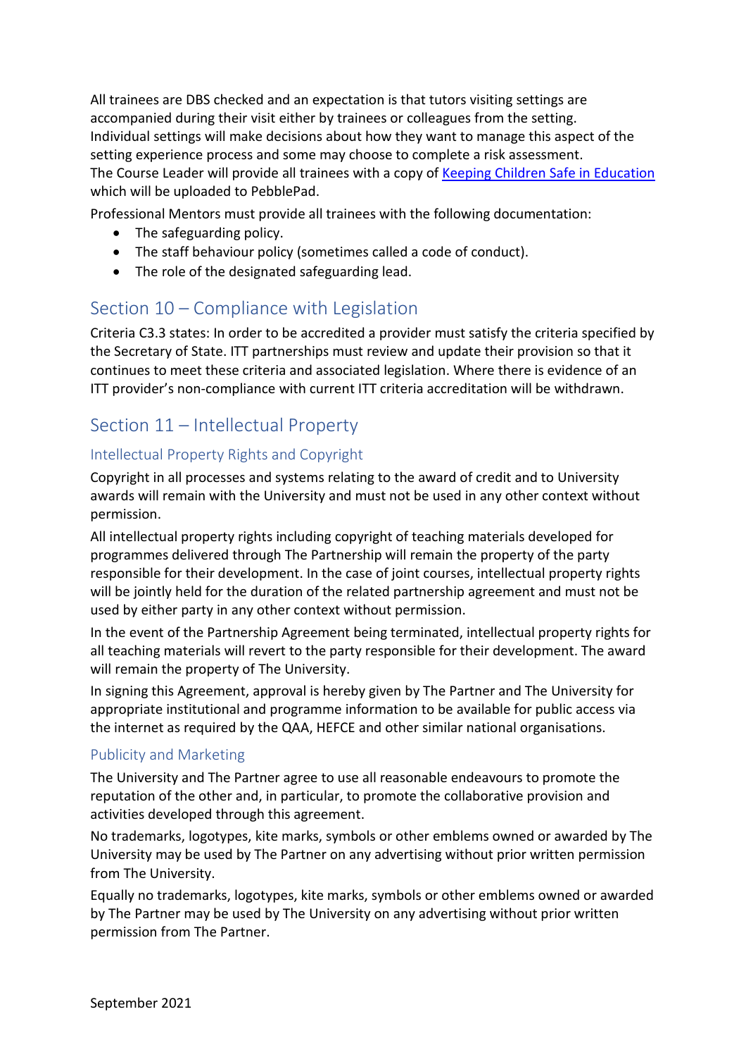All trainees are DBS checked and an expectation is that tutors visiting settings are accompanied during their visit either by trainees or colleagues from the setting. Individual settings will make decisions about how they want to manage this aspect of the setting experience process and some may choose to complete a risk assessment. The Course Leader will provide all trainees with a copy of [Keeping Children Safe in Education](#) which will be uploaded to PebblePad.

Professional Mentors must provide all trainees with the following documentation:

- The safeguarding policy.
- The staff behaviour policy (sometimes called a code of conduct).
- The role of the designated safeguarding lead.

## Section 10 – Compliance with Legislation

Criteria C3.3 states: In order to be accredited a provider must satisfy the criteria specified by the Secretary of State. ITT partnerships must review and update their provision so that it continues to meet these criteria and associated legislation. Where there is evidence of an ITT provider's non-compliance with current ITT criteria accreditation will be withdrawn.

## Section 11 – Intellectual Property

### Intellectual Property Rights and Copyright

Copyright in all processes and systems relating to the award of credit and to University awards will remain with the University and must not be used in any other context without permission.

All intellectual property rights including copyright of teaching materials developed for programmes delivered through The Partnership will remain the property of the party responsible for their development. In the case of joint courses, intellectual property rights will be jointly held for the duration of the related partnership agreement and must not be used by either party in any other context without permission.

In the event of the Partnership Agreement being terminated, intellectual property rights for all teaching materials will revert to the party responsible for their development. The award will remain the property of The University.

In signing this Agreement, approval is hereby given by The Partner and The University for appropriate institutional and programme information to be available for public access via the internet as required by the QAA, HEFCE and other similar national organisations.

### Publicity and Marketing

The University and The Partner agree to use all reasonable endeavours to promote the reputation of the other and, in particular, to promote the collaborative provision and activities developed through this agreement.

No trademarks, logotypes, kite marks, symbols or other emblems owned or awarded by The University may be used by The Partner on any advertising without prior written permission from The University.

Equally no trademarks, logotypes, kite marks, symbols or other emblems owned or awarded by The Partner may be used by The University on any advertising without prior written permission from The Partner.

September 2021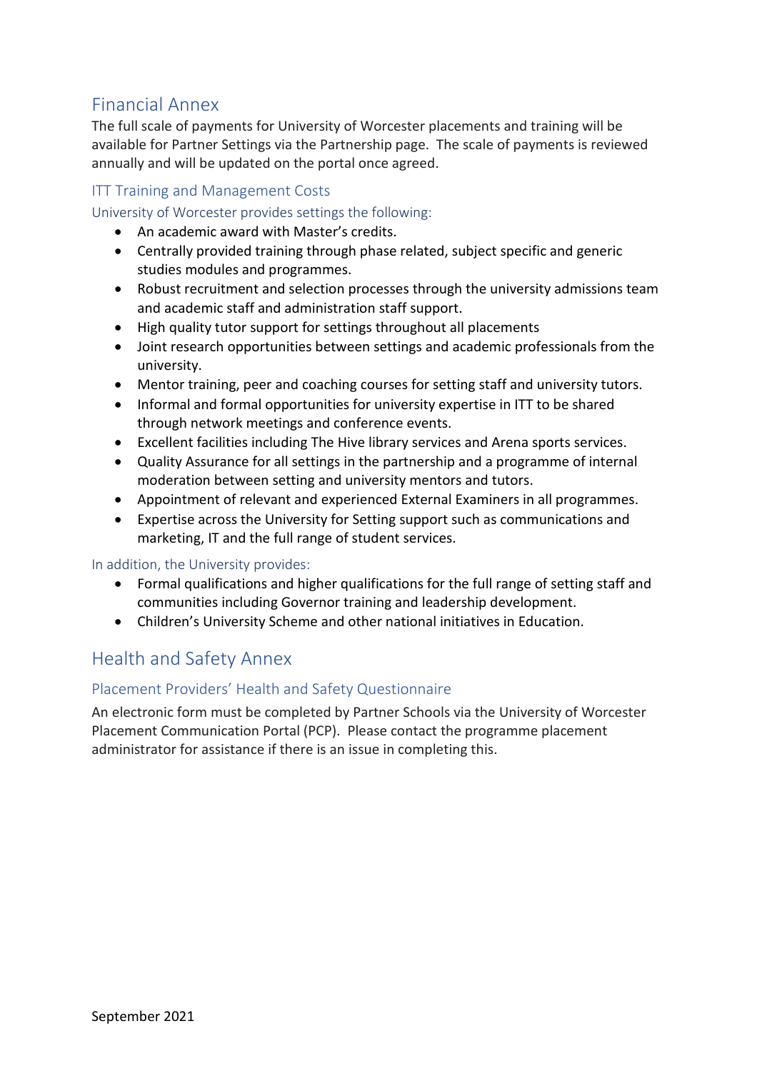## Financial Annex

The full scale of payments for University of Worcester placements and training will be available for Partner Settings via the Partnership page. The scale of payments is reviewed annually and will be updated on the portal once agreed.

### ITT Training and Management Costs

#### University of Worcester provides settings the following:

- An academic award with Master's credits.
- Centrally provided training through phase related, subject specific and generic studies modules and programmes.
- Robust recruitment and selection processes through the university admissions team and academic staff and administration staff support.
- High quality tutor support for settings throughout all placements
- Joint research opportunities between settings and academic professionals from the university.
- Mentor training, peer and coaching courses for setting staff and university tutors.
- Informal and formal opportunities for university expertise in ITT to be shared through network meetings and conference events.
- Excellent facilities including The Hive library services and Arena sports services.
- Quality Assurance for all settings in the partnership and a programme of internal moderation between setting and university mentors and tutors.
- Appointment of relevant and experienced External Examiners in all programmes.
- Expertise across the University for Setting support such as communications and marketing, IT and the full range of student services.

#### In addition, the University provides:

- Formal qualifications and higher qualifications for the full range of setting staff and communities including Governor training and leadership development.
- Children's University Scheme and other national initiatives in Education.

## Health and Safety Annex

### Placement Providers' Health and Safety Questionnaire

An electronic form must be completed by Partner Schools via the University of Worcester Placement Communication Portal (PCP). Please contact the programme placement administrator for assistance if there is an issue in completing this.

September 2021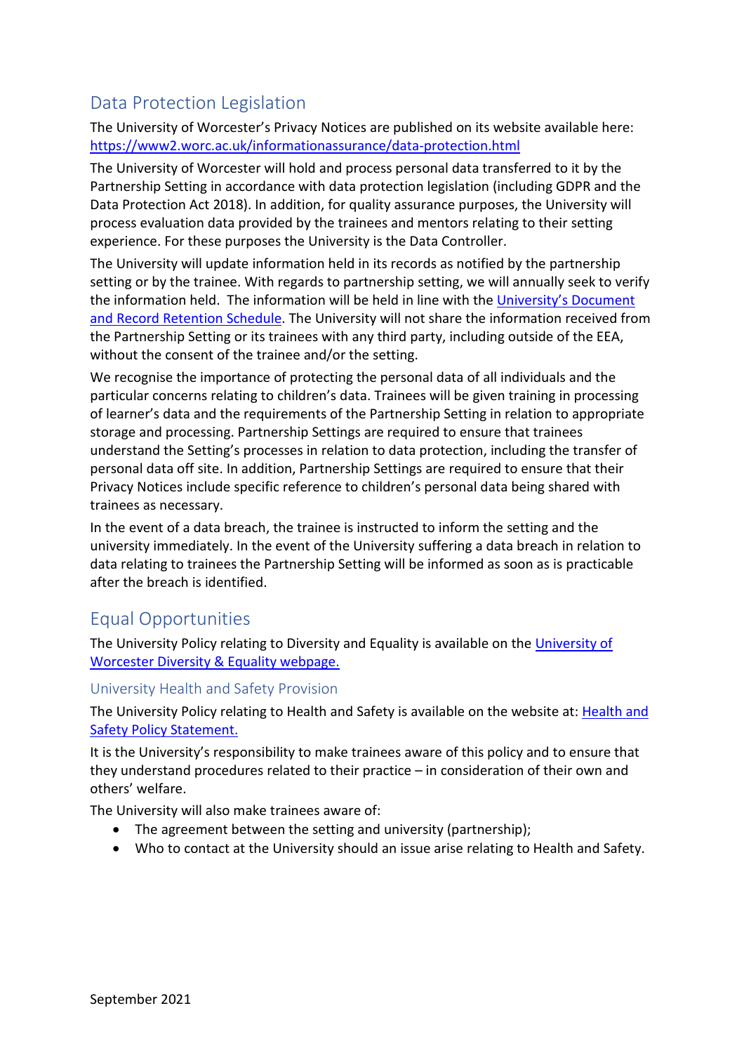## Data Protection Legislation

The University of Worcester's Privacy Notices are published on its website available here: [https://www2.worc.ac.uk/informationassurance/data-protection.html](https://www2.worc.ac.uk/informationassurance/data-protection.html)

The University of Worcester will hold and process personal data transferred to it by the Partnership Setting in accordance with data protection legislation (including GDPR and the Data Protection Act 2018). In addition, for quality assurance purposes, the University will process evaluation data provided by the trainees and mentors relating to their setting experience. For these purposes the University is the Data Controller.

The University will update information held in its records as notified by the partnership setting or by the trainee. With regards to partnership setting, we will annually seek to verify the information held. The information will be held in line with the University's Document and Record Retention Schedule. The University will not share the information received from the Partnership Setting or its trainees with any third party, including outside of the EEA, without the consent of the trainee and/or the setting.

We recognise the importance of protecting the personal data of all individuals and the particular concerns relating to children's data. Trainees will be given training in processing of learner's data and the requirements of the Partnership Setting in relation to appropriate storage and processing. Partnership Settings are required to ensure that trainees understand the Setting's processes in relation to data protection, including the transfer of personal data off site. In addition, Partnership Settings are required to ensure that their Privacy Notices include specific reference to children's personal data being shared with trainees as necessary.

In the event of a data breach, the trainee is instructed to inform the setting and the university immediately. In the event of the University suffering a data breach in relation to data relating to trainees the Partnership Setting will be informed as soon as is practicable after the breach is identified.

## Equal Opportunities

The University Policy relating to Diversity and Equality is available on the University of Worcester Diversity & Equality webpage.

### University Health and Safety Provision

The University Policy relating to Health and Safety is available on the website at: Health and Safety Policy Statement.

It is the University's responsibility to make trainees aware of this policy and to ensure that they understand procedures related to their practice – in consideration of their own and others' welfare.

The University will also make trainees aware of:

- The agreement between the setting and university (partnership);
- Who to contact at the University should an issue arise relating to Health and Safety.

September 2021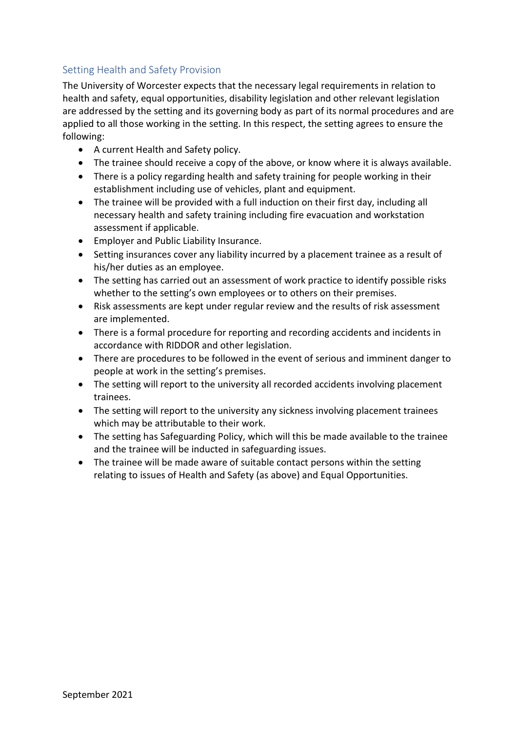## Setting Health and Safety Provision

The University of Worcester expects that the necessary legal requirements in relation to health and safety, equal opportunities, disability legislation and other relevant legislation are addressed by the setting and its governing body as part of its normal procedures and are applied to all those working in the setting. In this respect, the setting agrees to ensure the following:

- A current Health and Safety policy.
- The trainee should receive a copy of the above, or know where it is always available.
- There is a policy regarding health and safety training for people working in their establishment including use of vehicles, plant and equipment.
- The trainee will be provided with a full induction on their first day, including all necessary health and safety training including fire evacuation and workstation assessment if applicable.
- Employer and Public Liability Insurance.
- Setting insurances cover any liability incurred by a placement trainee as a result of his/her duties as an employee.
- The setting has carried out an assessment of work practice to identify possible risks whether to the setting's own employees or to others on their premises.
- Risk assessments are kept under regular review and the results of risk assessment are implemented.
- There is a formal procedure for reporting and recording accidents and incidents in accordance with RIDDOR and other legislation.
- There are procedures to be followed in the event of serious and imminent danger to people at work in the setting's premises.
- The setting will report to the university all recorded accidents involving placement trainees.
- The setting will report to the university any sickness involving placement trainees which may be attributable to their work.
- The setting has Safeguarding Policy, which will this be made available to the trainee and the trainee will be inducted in safeguarding issues.
- The trainee will be made aware of suitable contact persons within the setting relating to issues of Health and Safety (as above) and Equal Opportunities.

September 2021